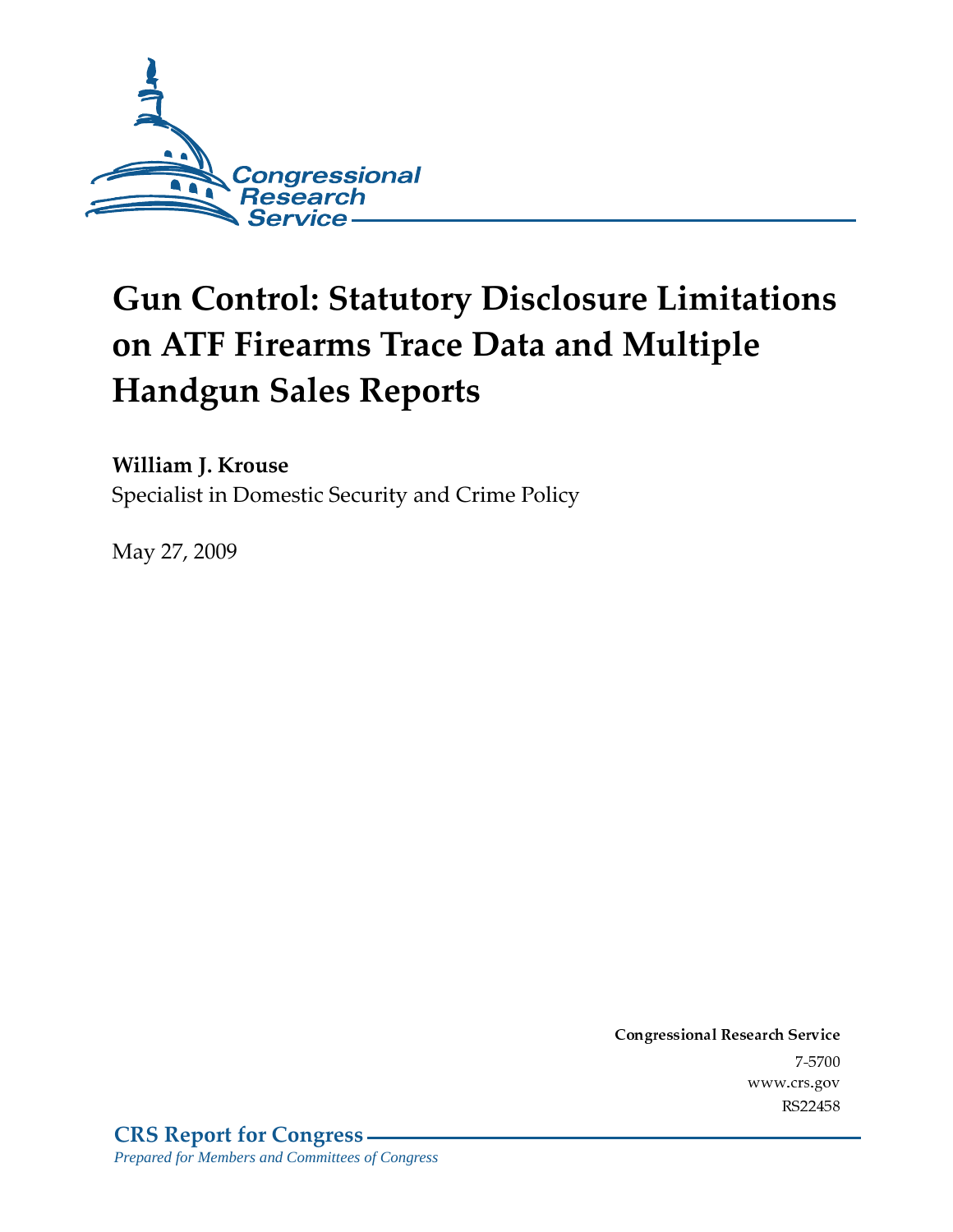Congressional Research Service

# Gun Control: Statutory Disclosure Limitations on ATF Firearms Trace Data and Multiple Handgun Sales Reports

**William J. Krouse**
Specialist in Domestic Security and Crime Policy

May 27, 2009

**Congressional Research Service**
7-5700
www.crs.gov
RS22458

**CRS Report for Congress**
*Prepared for Members and Committees of Congress*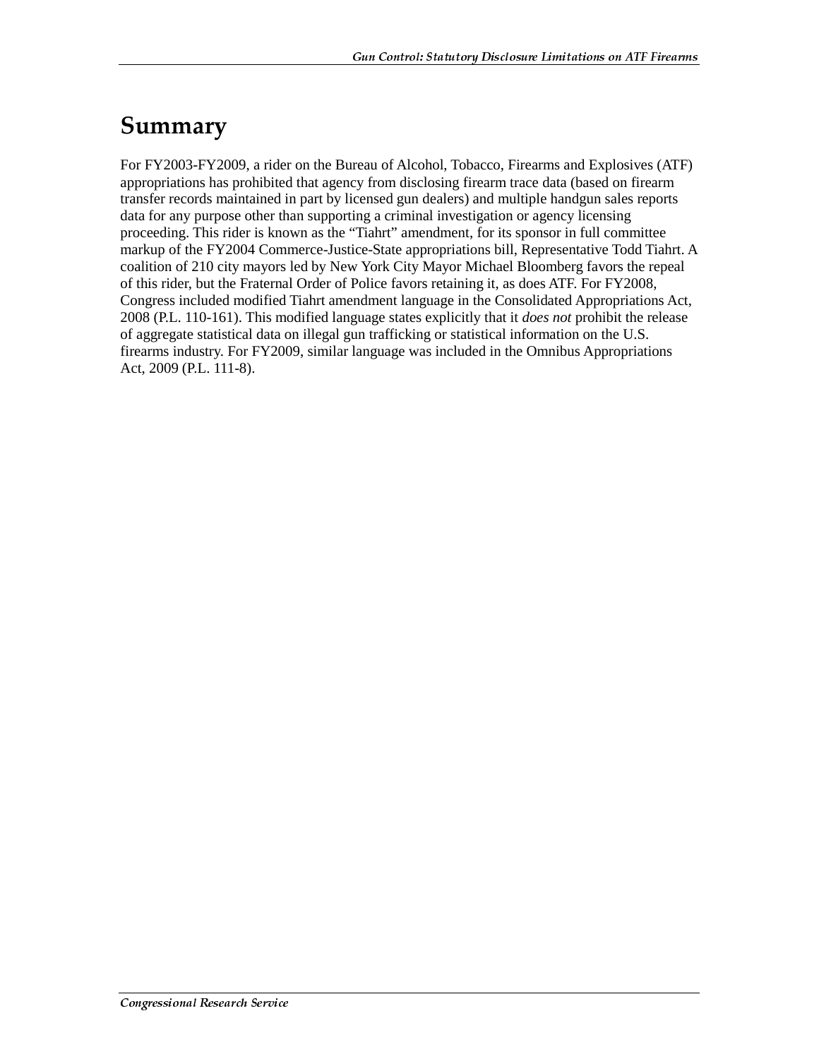# Summary

For FY2003-FY2009, a rider on the Bureau of Alcohol, Tobacco, Firearms and Explosives (ATF) appropriations has prohibited that agency from disclosing firearm trace data (based on firearm transfer records maintained in part by licensed gun dealers) and multiple handgun sales reports data for any purpose other than supporting a criminal investigation or agency licensing proceeding. This rider is known as the "Tiahrt" amendment, for its sponsor in full committee markup of the FY2004 Commerce-Justice-State appropriations bill, Representative Todd Tiahrt. A coalition of 210 city mayors led by New York City Mayor Michael Bloomberg favors the repeal of this rider, but the Fraternal Order of Police favors retaining it, as does ATF. For FY2008, Congress included modified Tiahrt amendment language in the Consolidated Appropriations Act, 2008 (P.L. 110-161). This modified language states explicitly that it *does not* prohibit the release of aggregate statistical data on illegal gun trafficking or statistical information on the U.S. firearms industry. For FY2009, similar language was included in the Omnibus Appropriations Act, 2009 (P.L. 111-8).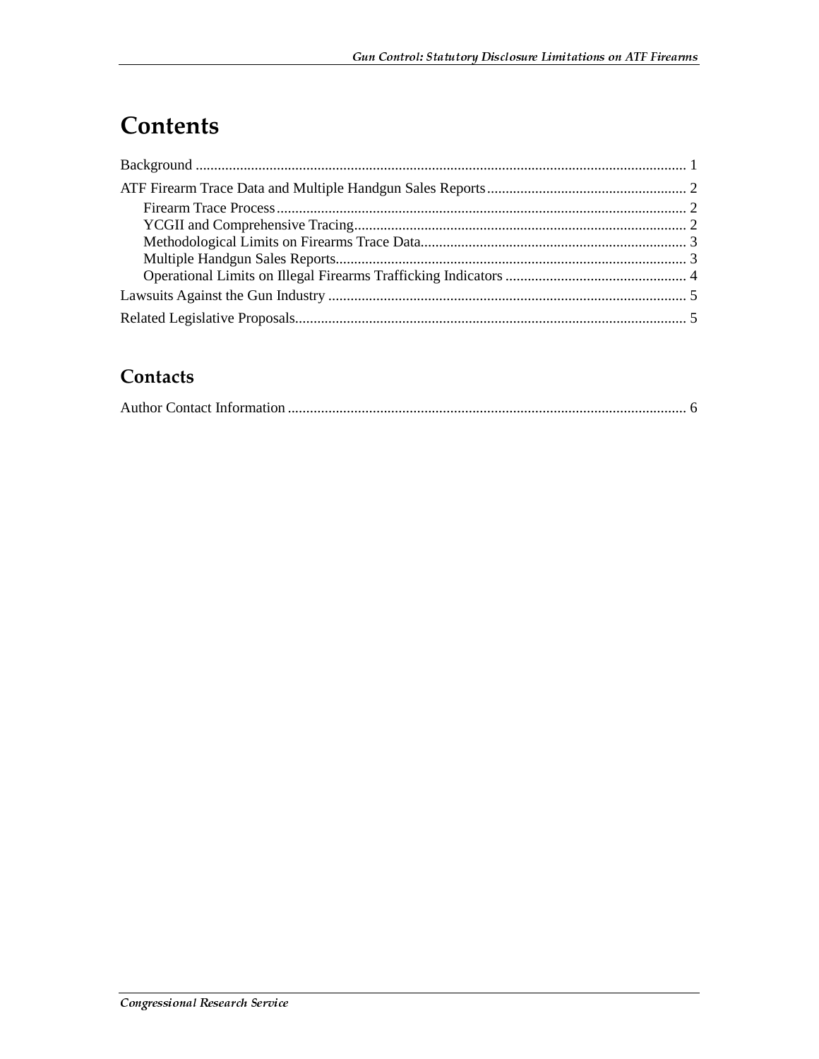# Contents

Background .................................................................................................................................... 1

ATF Firearm Trace Data and Multiple Handgun Sales Reports ...................................................... 2

- Firearm Trace Process.............................................................................................................. 2
- YCGII and Comprehensive Tracing......................................................................................... 2
- Methodological Limits on Firearms Trace Data....................................................................... 3
- Multiple Handgun Sales Reports.............................................................................................. 3
- Operational Limits on Illegal Firearms Trafficking Indicators ................................................ 4

Lawsuits Against the Gun Industry ................................................................................................ 5

Related Legislative Proposals......................................................................................................... 5

## Contacts

Author Contact Information ........................................................................................................... 6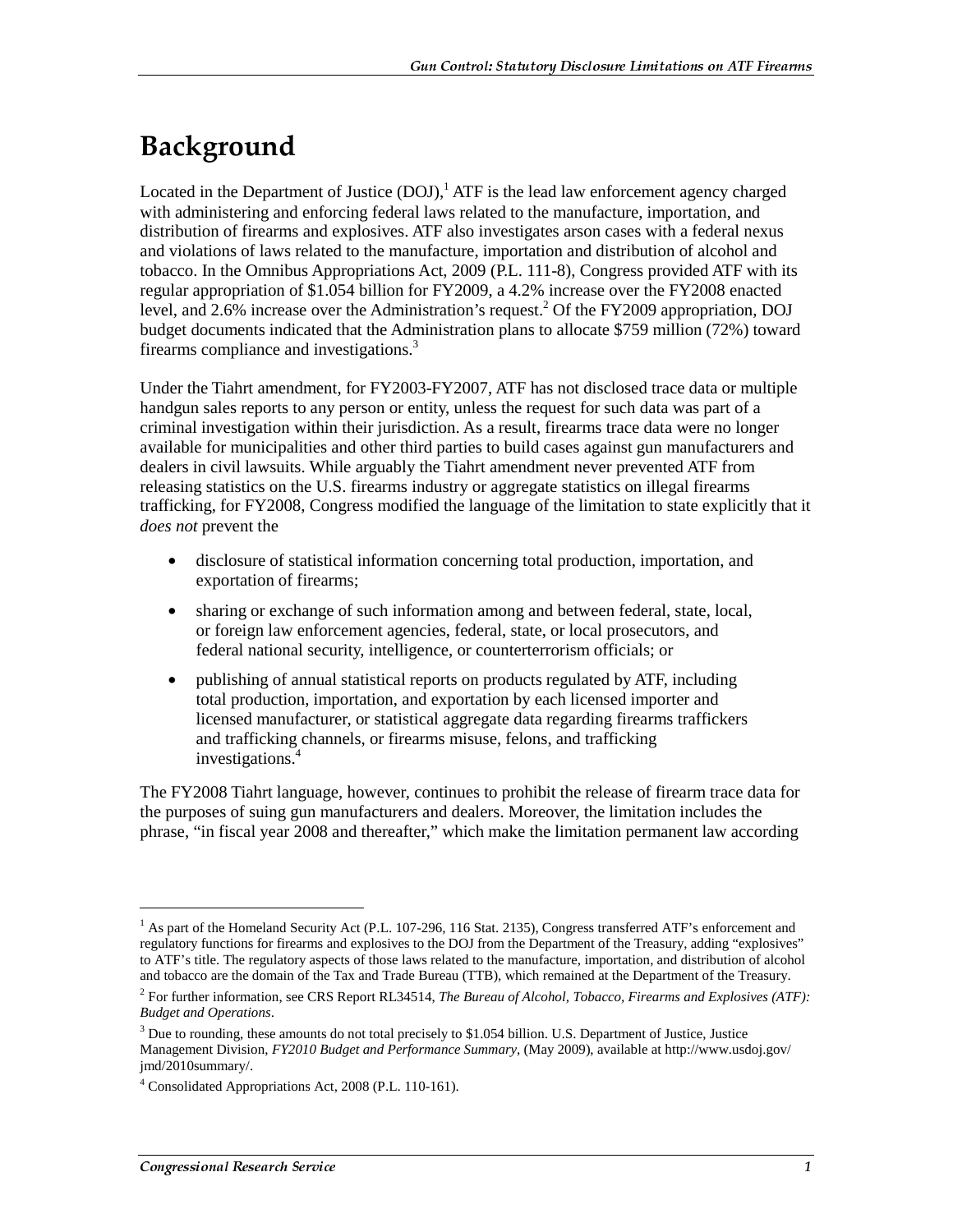# Background

Located in the Department of Justice (DOJ),[1] ATF is the lead law enforcement agency charged with administering and enforcing federal laws related to the manufacture, importation, and distribution of firearms and explosives. ATF also investigates arson cases with a federal nexus and violations of laws related to the manufacture, importation and distribution of alcohol and tobacco. In the Omnibus Appropriations Act, 2009 (P.L. 111-8), Congress provided ATF with its regular appropriation of $1.054 billion for FY2009, a 4.2% increase over the FY2008 enacted level, and 2.6% increase over the Administration's request.[2] Of the FY2009 appropriation, DOJ budget documents indicated that the Administration plans to allocate $759 million (72%) toward firearms compliance and investigations.[3]

Under the Tiahrt amendment, for FY2003-FY2007, ATF has not disclosed trace data or multiple handgun sales reports to any person or entity, unless the request for such data was part of a criminal investigation within their jurisdiction. As a result, firearms trace data were no longer available for municipalities and other third parties to build cases against gun manufacturers and dealers in civil lawsuits. While arguably the Tiahrt amendment never prevented ATF from releasing statistics on the U.S. firearms industry or aggregate statistics on illegal firearms trafficking, for FY2008, Congress modified the language of the limitation to state explicitly that it *does not* prevent the

- disclosure of statistical information concerning total production, importation, and exportation of firearms;
- sharing or exchange of such information among and between federal, state, local, or foreign law enforcement agencies, federal, state, or local prosecutors, and federal national security, intelligence, or counterterrorism officials; or
- publishing of annual statistical reports on products regulated by ATF, including total production, importation, and exportation by each licensed importer and licensed manufacturer, or statistical aggregate data regarding firearms traffickers and trafficking channels, or firearms misuse, felons, and trafficking investigations.[4]

The FY2008 Tiahrt language, however, continues to prohibit the release of firearm trace data for the purposes of suing gun manufacturers and dealers. Moreover, the limitation includes the phrase, "in fiscal year 2008 and thereafter," which make the limitation permanent law according

---

[1] As part of the Homeland Security Act (P.L. 107-296, 116 Stat. 2135), Congress transferred ATF's enforcement and regulatory functions for firearms and explosives to the DOJ from the Department of the Treasury, adding "explosives" to ATF's title. The regulatory aspects of those laws related to the manufacture, importation, and distribution of alcohol and tobacco are the domain of the Tax and Trade Bureau (TTB), which remained at the Department of the Treasury.

[2] For further information, see CRS Report RL34514, *The Bureau of Alcohol, Tobacco, Firearms and Explosives (ATF): Budget and Operations*.

[3] Due to rounding, these amounts do not total precisely to $1.054 billion. U.S. Department of Justice, Justice Management Division, *FY2010 Budget and Performance Summary*, (May 2009), available at http://www.usdoj.gov/jmd/2010summary/.

[4] Consolidated Appropriations Act, 2008 (P.L. 110-161).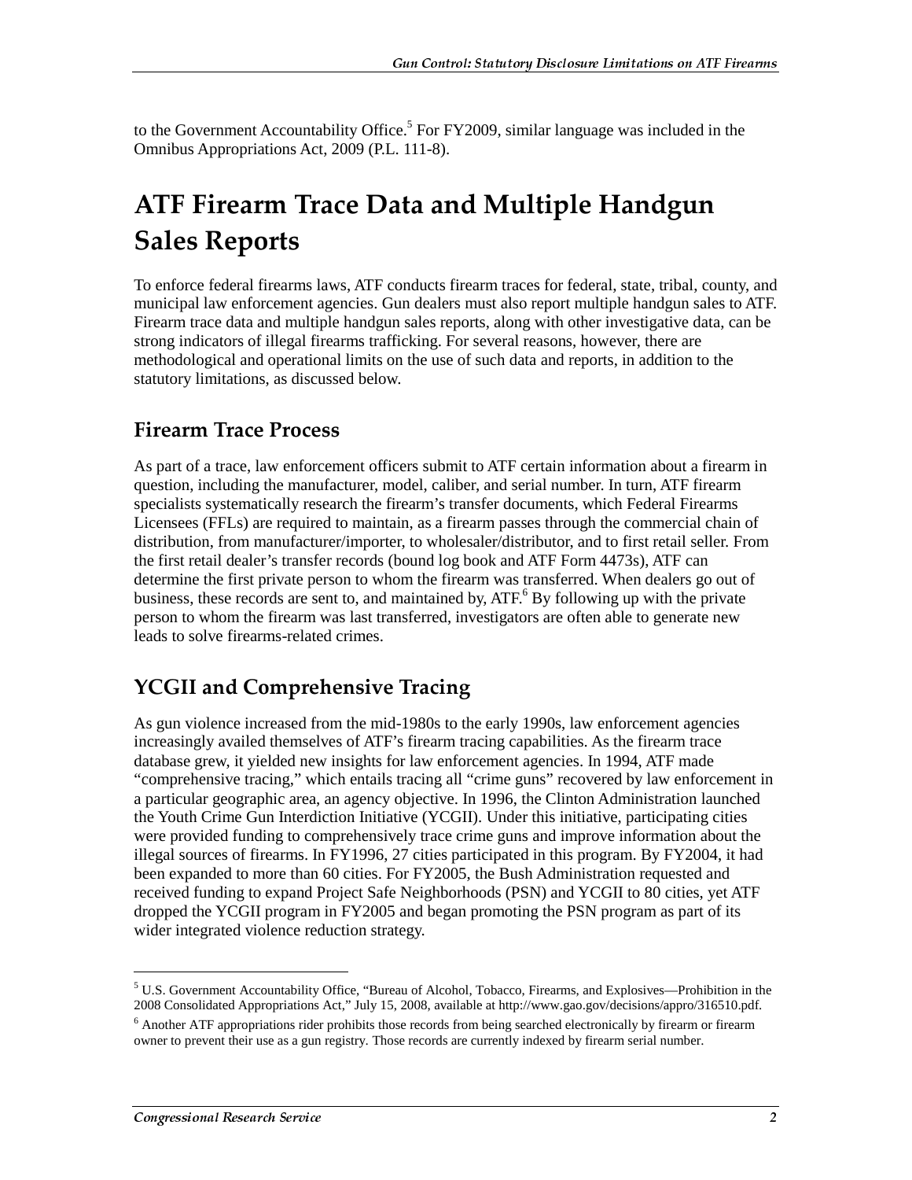to the Government Accountability Office.[5] For FY2009, similar language was included in the Omnibus Appropriations Act, 2009 (P.L. 111-8).

# ATF Firearm Trace Data and Multiple Handgun Sales Reports

To enforce federal firearms laws, ATF conducts firearm traces for federal, state, tribal, county, and municipal law enforcement agencies. Gun dealers must also report multiple handgun sales to ATF. Firearm trace data and multiple handgun sales reports, along with other investigative data, can be strong indicators of illegal firearms trafficking. For several reasons, however, there are methodological and operational limits on the use of such data and reports, in addition to the statutory limitations, as discussed below.

## Firearm Trace Process

As part of a trace, law enforcement officers submit to ATF certain information about a firearm in question, including the manufacturer, model, caliber, and serial number. In turn, ATF firearm specialists systematically research the firearm's transfer documents, which Federal Firearms Licensees (FFLs) are required to maintain, as a firearm passes through the commercial chain of distribution, from manufacturer/importer, to wholesaler/distributor, and to first retail seller. From the first retail dealer's transfer records (bound log book and ATF Form 4473s), ATF can determine the first private person to whom the firearm was transferred. When dealers go out of business, these records are sent to, and maintained by, ATF.[6] By following up with the private person to whom the firearm was last transferred, investigators are often able to generate new leads to solve firearms-related crimes.

## YCGII and Comprehensive Tracing

As gun violence increased from the mid-1980s to the early 1990s, law enforcement agencies increasingly availed themselves of ATF's firearm tracing capabilities. As the firearm trace database grew, it yielded new insights for law enforcement agencies. In 1994, ATF made "comprehensive tracing," which entails tracing all "crime guns" recovered by law enforcement in a particular geographic area, an agency objective. In 1996, the Clinton Administration launched the Youth Crime Gun Interdiction Initiative (YCGII). Under this initiative, participating cities were provided funding to comprehensively trace crime guns and improve information about the illegal sources of firearms. In FY1996, 27 cities participated in this program. By FY2004, it had been expanded to more than 60 cities. For FY2005, the Bush Administration requested and received funding to expand Project Safe Neighborhoods (PSN) and YCGII to 80 cities, yet ATF dropped the YCGII program in FY2005 and began promoting the PSN program as part of its wider integrated violence reduction strategy.

---

[5] U.S. Government Accountability Office, "Bureau of Alcohol, Tobacco, Firearms, and Explosives—Prohibition in the 2008 Consolidated Appropriations Act," July 15, 2008, available at http://www.gao.gov/decisions/appro/316510.pdf.

[6] Another ATF appropriations rider prohibits those records from being searched electronically by firearm or firearm owner to prevent their use as a gun registry. Those records are currently indexed by firearm serial number.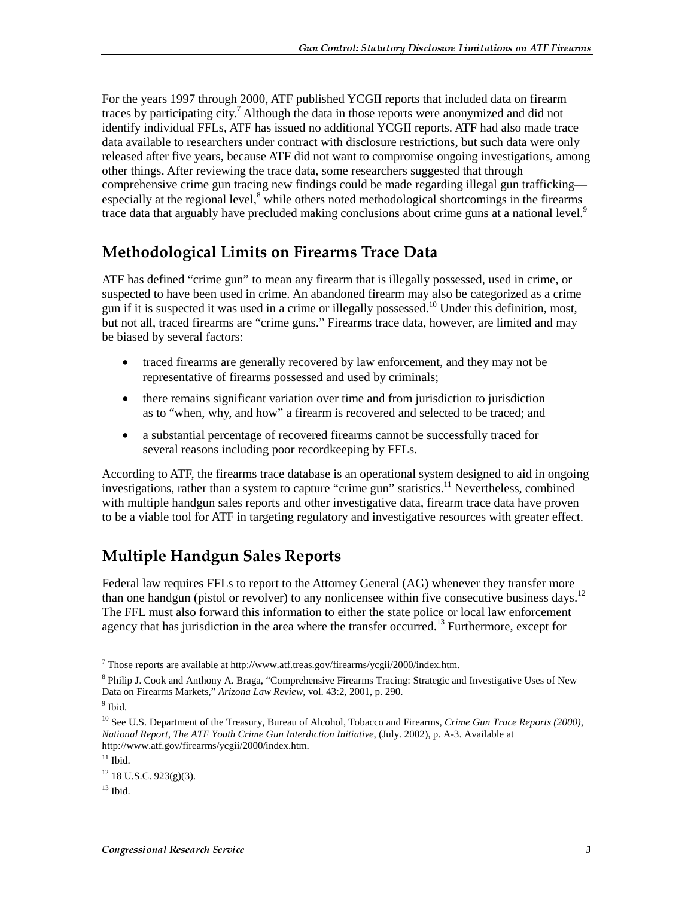For the years 1997 through 2000, ATF published YCGII reports that included data on firearm traces by participating city.[7] Although the data in those reports were anonymized and did not identify individual FFLs, ATF has issued no additional YCGII reports. ATF had also made trace data available to researchers under contract with disclosure restrictions, but such data were only released after five years, because ATF did not want to compromise ongoing investigations, among other things. After reviewing the trace data, some researchers suggested that through comprehensive crime gun tracing new findings could be made regarding illegal gun trafficking—especially at the regional level,[8] while others noted methodological shortcomings in the firearms trace data that arguably have precluded making conclusions about crime guns at a national level.[9]

## Methodological Limits on Firearms Trace Data

ATF has defined "crime gun" to mean any firearm that is illegally possessed, used in crime, or suspected to have been used in crime. An abandoned firearm may also be categorized as a crime gun if it is suspected it was used in a crime or illegally possessed.[10] Under this definition, most, but not all, traced firearms are "crime guns." Firearms trace data, however, are limited and may be biased by several factors:

- traced firearms are generally recovered by law enforcement, and they may not be representative of firearms possessed and used by criminals;
- there remains significant variation over time and from jurisdiction to jurisdiction as to "when, why, and how" a firearm is recovered and selected to be traced; and
- a substantial percentage of recovered firearms cannot be successfully traced for several reasons including poor recordkeeping by FFLs.

According to ATF, the firearms trace database is an operational system designed to aid in ongoing investigations, rather than a system to capture "crime gun" statistics.[11] Nevertheless, combined with multiple handgun sales reports and other investigative data, firearm trace data have proven to be a viable tool for ATF in targeting regulatory and investigative resources with greater effect.

## Multiple Handgun Sales Reports

Federal law requires FFLs to report to the Attorney General (AG) whenever they transfer more than one handgun (pistol or revolver) to any nonlicensee within five consecutive business days.[12] The FFL must also forward this information to either the state police or local law enforcement agency that has jurisdiction in the area where the transfer occurred.[13] Furthermore, except for

---

[7] Those reports are available at http://www.atf.treas.gov/firearms/ycgii/2000/index.htm.

[8] Philip J. Cook and Anthony A. Braga, "Comprehensive Firearms Tracing: Strategic and Investigative Uses of New Data on Firearms Markets," *Arizona Law Review*, vol. 43:2, 2001, p. 290.

[9] Ibid.

[10] See U.S. Department of the Treasury, Bureau of Alcohol, Tobacco and Firearms, *Crime Gun Trace Reports (2000), National Report, The ATF Youth Crime Gun Interdiction Initiative*, (July. 2002), p. A-3. Available at http://www.atf.gov/firearms/ycgii/2000/index.htm.

[11] Ibid.

[12] 18 U.S.C. 923(g)(3).

[13] Ibid.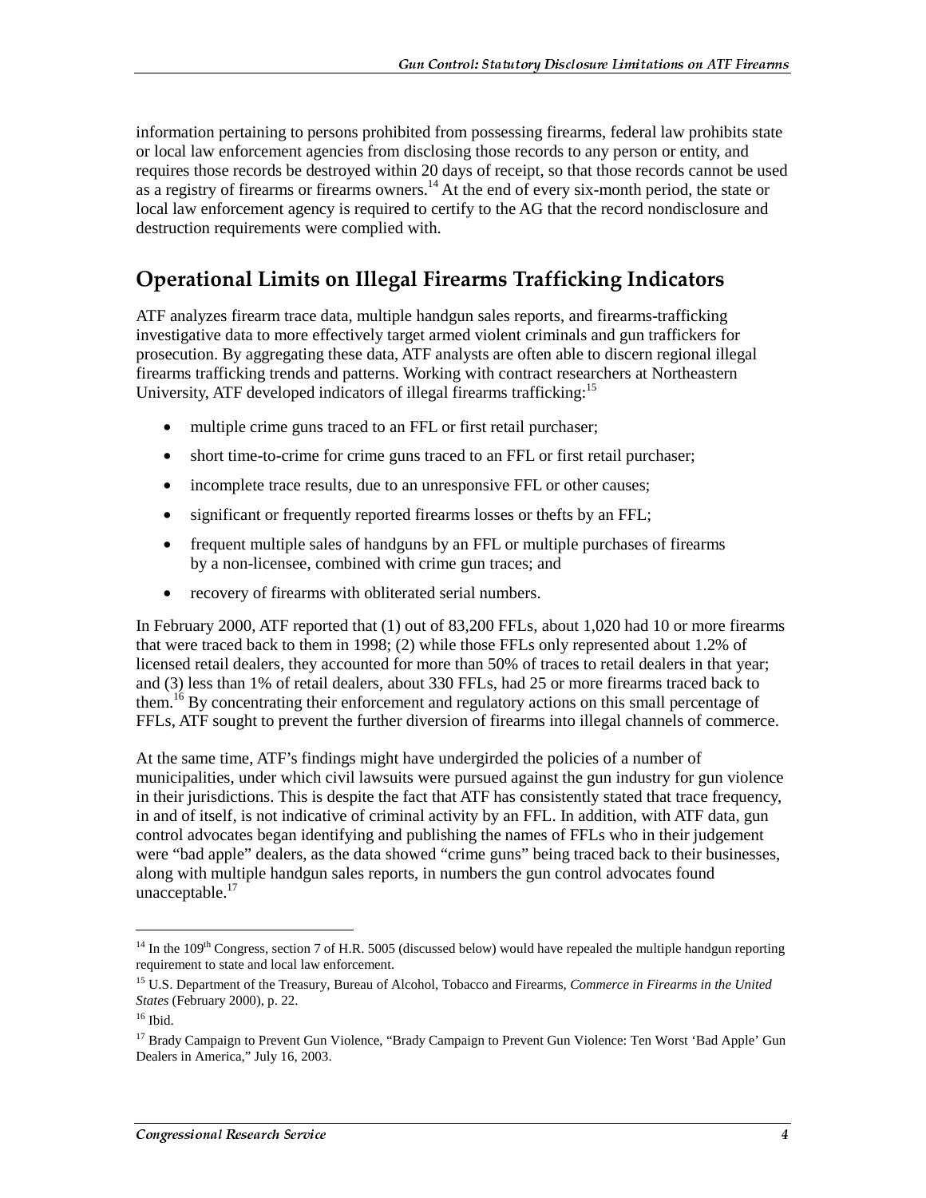information pertaining to persons prohibited from possessing firearms, federal law prohibits state or local law enforcement agencies from disclosing those records to any person or entity, and requires those records be destroyed within 20 days of receipt, so that those records cannot be used as a registry of firearms or firearms owners.[14] At the end of every six-month period, the state or local law enforcement agency is required to certify to the AG that the record nondisclosure and destruction requirements were complied with.

## Operational Limits on Illegal Firearms Trafficking Indicators

ATF analyzes firearm trace data, multiple handgun sales reports, and firearms-trafficking investigative data to more effectively target armed violent criminals and gun traffickers for prosecution. By aggregating these data, ATF analysts are often able to discern regional illegal firearms trafficking trends and patterns. Working with contract researchers at Northeastern University, ATF developed indicators of illegal firearms trafficking:[15]

- multiple crime guns traced to an FFL or first retail purchaser;
- short time-to-crime for crime guns traced to an FFL or first retail purchaser;
- incomplete trace results, due to an unresponsive FFL or other causes;
- significant or frequently reported firearms losses or thefts by an FFL;
- frequent multiple sales of handguns by an FFL or multiple purchases of firearms by a non-licensee, combined with crime gun traces; and
- recovery of firearms with obliterated serial numbers.

In February 2000, ATF reported that (1) out of 83,200 FFLs, about 1,020 had 10 or more firearms that were traced back to them in 1998; (2) while those FFLs only represented about 1.2% of licensed retail dealers, they accounted for more than 50% of traces to retail dealers in that year; and (3) less than 1% of retail dealers, about 330 FFLs, had 25 or more firearms traced back to them.[16] By concentrating their enforcement and regulatory actions on this small percentage of FFLs, ATF sought to prevent the further diversion of firearms into illegal channels of commerce.

At the same time, ATF's findings might have undergirded the policies of a number of municipalities, under which civil lawsuits were pursued against the gun industry for gun violence in their jurisdictions. This is despite the fact that ATF has consistently stated that trace frequency, in and of itself, is not indicative of criminal activity by an FFL. In addition, with ATF data, gun control advocates began identifying and publishing the names of FFLs who in their judgement were "bad apple" dealers, as the data showed "crime guns" being traced back to their businesses, along with multiple handgun sales reports, in numbers the gun control advocates found unacceptable.[17]

---

[14] In the 109th Congress, section 7 of H.R. 5005 (discussed below) would have repealed the multiple handgun reporting requirement to state and local law enforcement.

[15] U.S. Department of the Treasury, Bureau of Alcohol, Tobacco and Firearms, *Commerce in Firearms in the United States* (February 2000), p. 22.

[16] Ibid.

[17] Brady Campaign to Prevent Gun Violence, "Brady Campaign to Prevent Gun Violence: Ten Worst 'Bad Apple' Gun Dealers in America," July 16, 2003.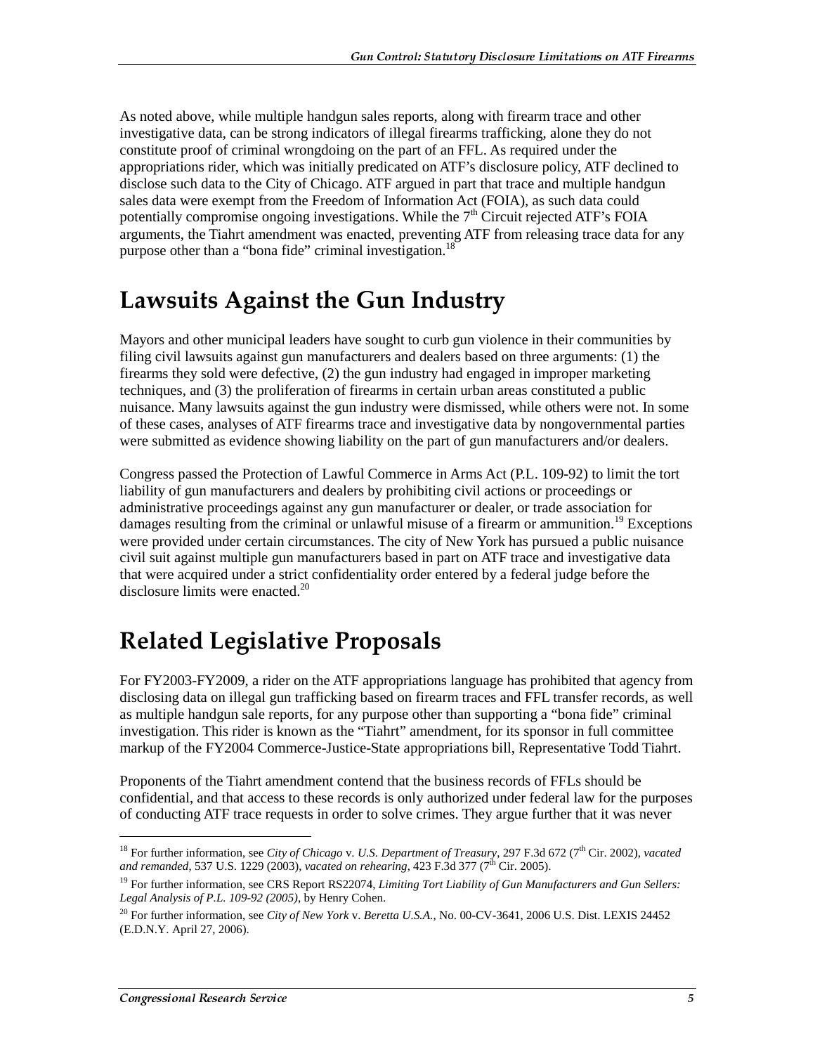As noted above, while multiple handgun sales reports, along with firearm trace and other investigative data, can be strong indicators of illegal firearms trafficking, alone they do not constitute proof of criminal wrongdoing on the part of an FFL. As required under the appropriations rider, which was initially predicated on ATF's disclosure policy, ATF declined to disclose such data to the City of Chicago. ATF argued in part that trace and multiple handgun sales data were exempt from the Freedom of Information Act (FOIA), as such data could potentially compromise ongoing investigations. While the 7th Circuit rejected ATF's FOIA arguments, the Tiahrt amendment was enacted, preventing ATF from releasing trace data for any purpose other than a "bona fide" criminal investigation.[18]

## Lawsuits Against the Gun Industry

Mayors and other municipal leaders have sought to curb gun violence in their communities by filing civil lawsuits against gun manufacturers and dealers based on three arguments: (1) the firearms they sold were defective, (2) the gun industry had engaged in improper marketing techniques, and (3) the proliferation of firearms in certain urban areas constituted a public nuisance. Many lawsuits against the gun industry were dismissed, while others were not. In some of these cases, analyses of ATF firearms trace and investigative data by nongovernmental parties were submitted as evidence showing liability on the part of gun manufacturers and/or dealers.

Congress passed the Protection of Lawful Commerce in Arms Act (P.L. 109-92) to limit the tort liability of gun manufacturers and dealers by prohibiting civil actions or proceedings or administrative proceedings against any gun manufacturer or dealer, or trade association for damages resulting from the criminal or unlawful misuse of a firearm or ammunition.[19] Exceptions were provided under certain circumstances. The city of New York has pursued a public nuisance civil suit against multiple gun manufacturers based in part on ATF trace and investigative data that were acquired under a strict confidentiality order entered by a federal judge before the disclosure limits were enacted.[20]

## Related Legislative Proposals

For FY2003-FY2009, a rider on the ATF appropriations language has prohibited that agency from disclosing data on illegal gun trafficking based on firearm traces and FFL transfer records, as well as multiple handgun sale reports, for any purpose other than supporting a "bona fide" criminal investigation. This rider is known as the "Tiahrt" amendment, for its sponsor in full committee markup of the FY2004 Commerce-Justice-State appropriations bill, Representative Todd Tiahrt.

Proponents of the Tiahrt amendment contend that the business records of FFLs should be confidential, and that access to these records is only authorized under federal law for the purposes of conducting ATF trace requests in order to solve crimes. They argue further that it was never

---

[18] For further information, see *City of Chicago* v. *U.S. Department of Treasury*, 297 F.3d 672 (7th Cir. 2002), *vacated and remanded*, 537 U.S. 1229 (2003), *vacated on rehearing*, 423 F.3d 377 (7th Cir. 2005).

[19] For further information, see CRS Report RS22074, *Limiting Tort Liability of Gun Manufacturers and Gun Sellers: Legal Analysis of P.L. 109-92 (2005)*, by Henry Cohen.

[20] For further information, see *City of New York* v. *Beretta U.S.A.*, No. 00-CV-3641, 2006 U.S. Dist. LEXIS 24452 (E.D.N.Y. April 27, 2006).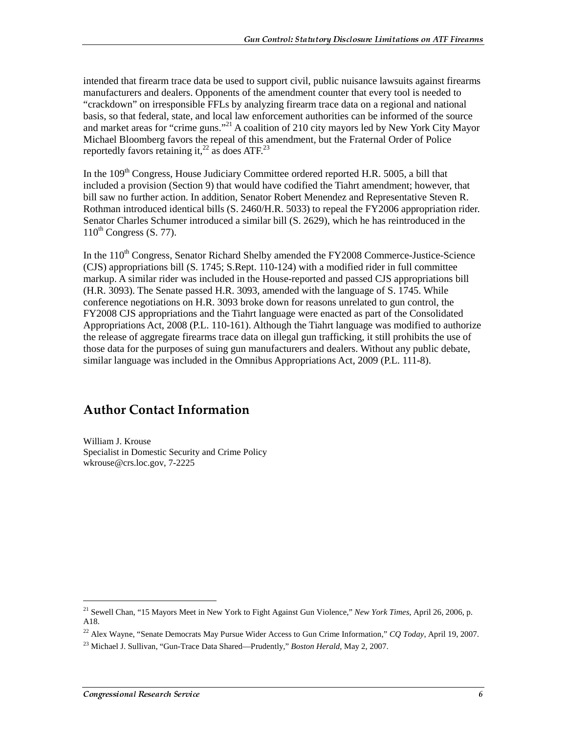intended that firearm trace data be used to support civil, public nuisance lawsuits against firearms manufacturers and dealers. Opponents of the amendment counter that every tool is needed to "crackdown" on irresponsible FFLs by analyzing firearm trace data on a regional and national basis, so that federal, state, and local law enforcement authorities can be informed of the source and market areas for "crime guns."[21] A coalition of 210 city mayors led by New York City Mayor Michael Bloomberg favors the repeal of this amendment, but the Fraternal Order of Police reportedly favors retaining it,[22] as does ATF.[23]

In the 109th Congress, House Judiciary Committee ordered reported H.R. 5005, a bill that included a provision (Section 9) that would have codified the Tiahrt amendment; however, that bill saw no further action. In addition, Senator Robert Menendez and Representative Steven R. Rothman introduced identical bills (S. 2460/H.R. 5033) to repeal the FY2006 appropriation rider. Senator Charles Schumer introduced a similar bill (S. 2629), which he has reintroduced in the 110th Congress (S. 77).

In the 110th Congress, Senator Richard Shelby amended the FY2008 Commerce-Justice-Science (CJS) appropriations bill (S. 1745; S.Rept. 110-124) with a modified rider in full committee markup. A similar rider was included in the House-reported and passed CJS appropriations bill (H.R. 3093). The Senate passed H.R. 3093, amended with the language of S. 1745. While conference negotiations on H.R. 3093 broke down for reasons unrelated to gun control, the FY2008 CJS appropriations and the Tiahrt language were enacted as part of the Consolidated Appropriations Act, 2008 (P.L. 110-161). Although the Tiahrt language was modified to authorize the release of aggregate firearms trace data on illegal gun trafficking, it still prohibits the use of those data for the purposes of suing gun manufacturers and dealers. Without any public debate, similar language was included in the Omnibus Appropriations Act, 2009 (P.L. 111-8).

## Author Contact Information

William J. Krouse
Specialist in Domestic Security and Crime Policy
wkrouse@crs.loc.gov, 7-2225

---

[21] Sewell Chan, "15 Mayors Meet in New York to Fight Against Gun Violence," *New York Times*, April 26, 2006, p. A18.

[22] Alex Wayne, "Senate Democrats May Pursue Wider Access to Gun Crime Information," *CQ Today*, April 19, 2007.

[23] Michael J. Sullivan, "Gun-Trace Data Shared—Prudently," *Boston Herald*, May 2, 2007.